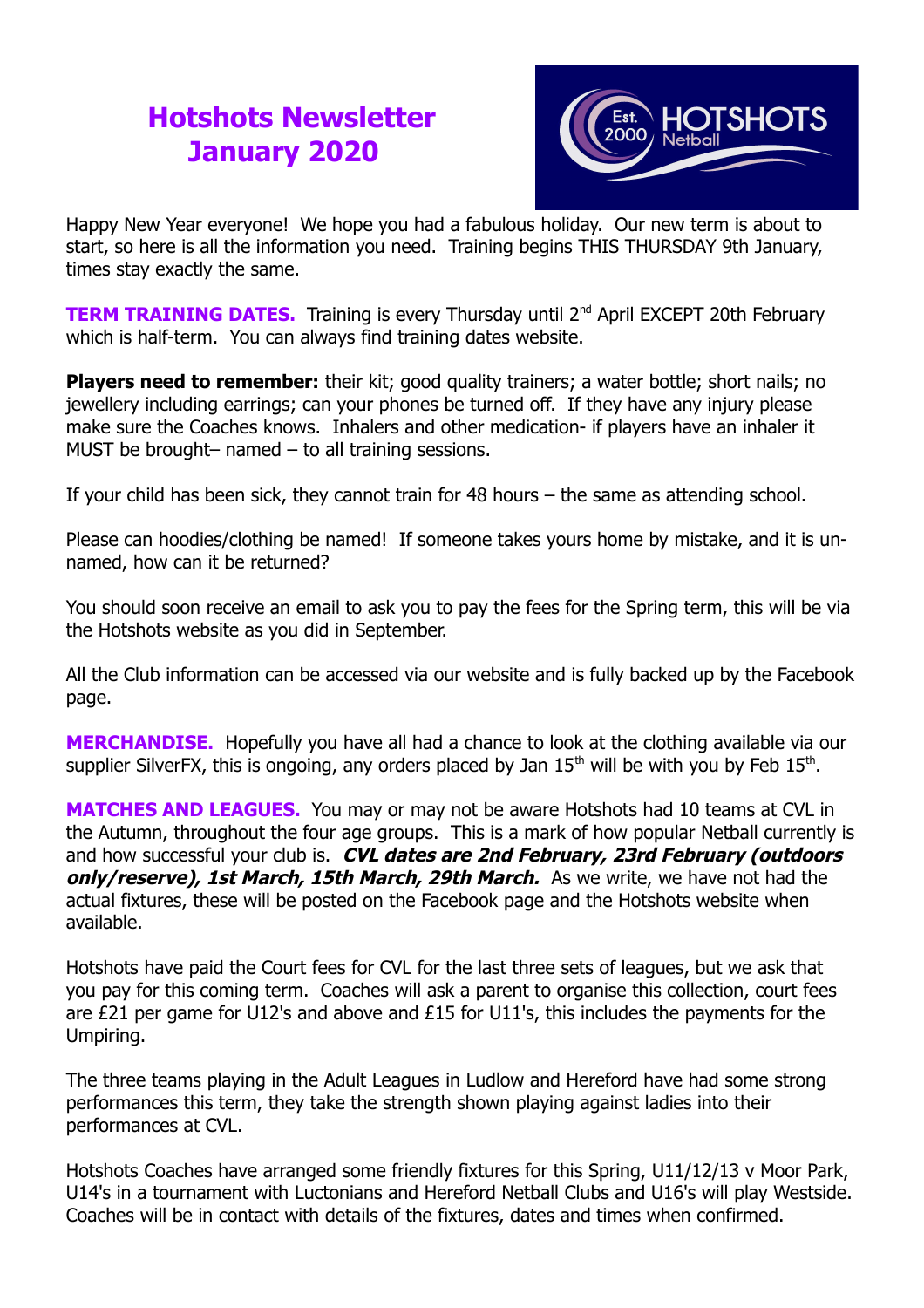# Hotshots Newsletter January 2020

Happy New Year everyone! We hope you had a fabulous holiday. Our new term is about to start, so here is all the information you need. Training begins THIS THURSDAY 9th January, times stay exactly the same.

**TERM TRAINING DATES.** Training is every Thursday until 2nd April EXCEPT 20th February which is half-term. You can always find training dates website.

**Players need to remember:** their kit; good quality trainers; a water bottle; short nails; no jewellery including earrings; can your phones be turned off. If they have any injury please make sure the Coaches knows. Inhalers and other medication- if players have an inhaler it MUST be brought– named – to all training sessions.

If your child has been sick, they cannot train for 48 hours – the same as attending school.

Please can hoodies/clothing be named! If someone takes yours home by mistake, and it is un-named, how can it be returned?

You should soon receive an email to ask you to pay the fees for the Spring term, this will be via the Hotshots website as you did in September.

All the Club information can be accessed via our website and is fully backed up by the Facebook page.

**MERCHANDISE.** Hopefully you have all had a chance to look at the clothing available via our supplier SilverFX, this is ongoing, any orders placed by Jan 15th will be with you by Feb 15th.

**MATCHES AND LEAGUES.** You may or may not be aware Hotshots had 10 teams at CVL in the Autumn, throughout the four age groups. This is a mark of how popular Netball currently is and how successful your club is. ***CVL dates are 2nd February, 23rd February (outdoors only/reserve), 1st March, 15th March, 29th March.*** As we write, we have not had the actual fixtures, these will be posted on the Facebook page and the Hotshots website when available.

Hotshots have paid the Court fees for CVL for the last three sets of leagues, but we ask that you pay for this coming term. Coaches will ask a parent to organise this collection, court fees are £21 per game for U12's and above and £15 for U11's, this includes the payments for the Umpiring.

The three teams playing in the Adult Leagues in Ludlow and Hereford have had some strong performances this term, they take the strength shown playing against ladies into their performances at CVL.

Hotshots Coaches have arranged some friendly fixtures for this Spring, U11/12/13 v Moor Park, U14's in a tournament with Luctonians and Hereford Netball Clubs and U16's will play Westside. Coaches will be in contact with details of the fixtures, dates and times when confirmed.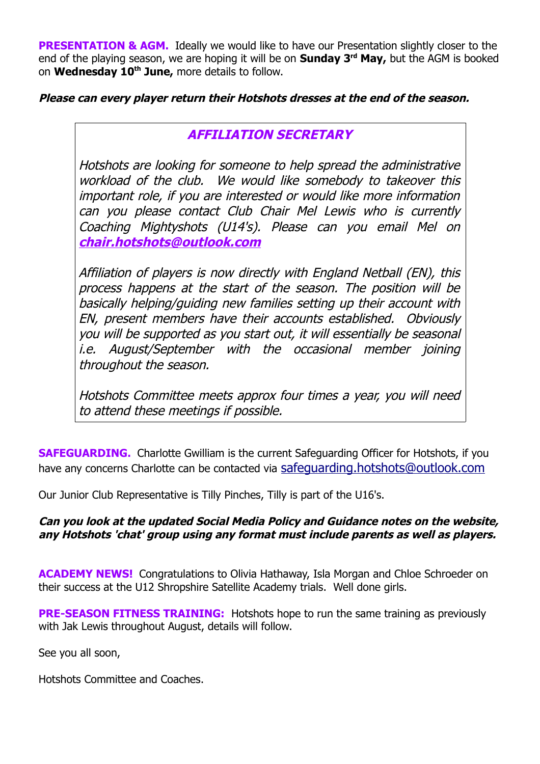**PRESENTATION & AGM.** Ideally we would like to have our Presentation slightly closer to the end of the playing season, we are hoping it will be on **Sunday 3rd May,** but the AGM is booked on **Wednesday 10th June,** more details to follow.

***Please can every player return their Hotshots dresses at the end of the season.***

## *AFFILIATION SECRETARY*

*Hotshots are looking for someone to help spread the administrative workload of the club. We would like somebody to takeover this important role, if you are interested or would like more information can you please contact Club Chair Mel Lewis who is currently Coaching Mightyshots (U14's). Please can you email Mel on* ***chair.hotshots@outlook.com***

*Affiliation of players is now directly with England Netball (EN), this process happens at the start of the season. The position will be basically helping/guiding new families setting up their account with EN, present members have their accounts established. Obviously you will be supported as you start out, it will essentially be seasonal i.e. August/September with the occasional member joining throughout the season.*

*Hotshots Committee meets approx four times a year, you will need to attend these meetings if possible.*

**SAFEGUARDING.** Charlotte Gwilliam is the current Safeguarding Officer for Hotshots, if you have any concerns Charlotte can be contacted via safeguarding.hotshots@outlook.com

Our Junior Club Representative is Tilly Pinches, Tilly is part of the U16's.

***Can you look at the updated Social Media Policy and Guidance notes on the website, any Hotshots 'chat' group using any format must include parents as well as players.***

**ACADEMY NEWS!** Congratulations to Olivia Hathaway, Isla Morgan and Chloe Schroeder on their success at the U12 Shropshire Satellite Academy trials. Well done girls.

**PRE-SEASON FITNESS TRAINING:** Hotshots hope to run the same training as previously with Jak Lewis throughout August, details will follow.

See you all soon,

Hotshots Committee and Coaches.